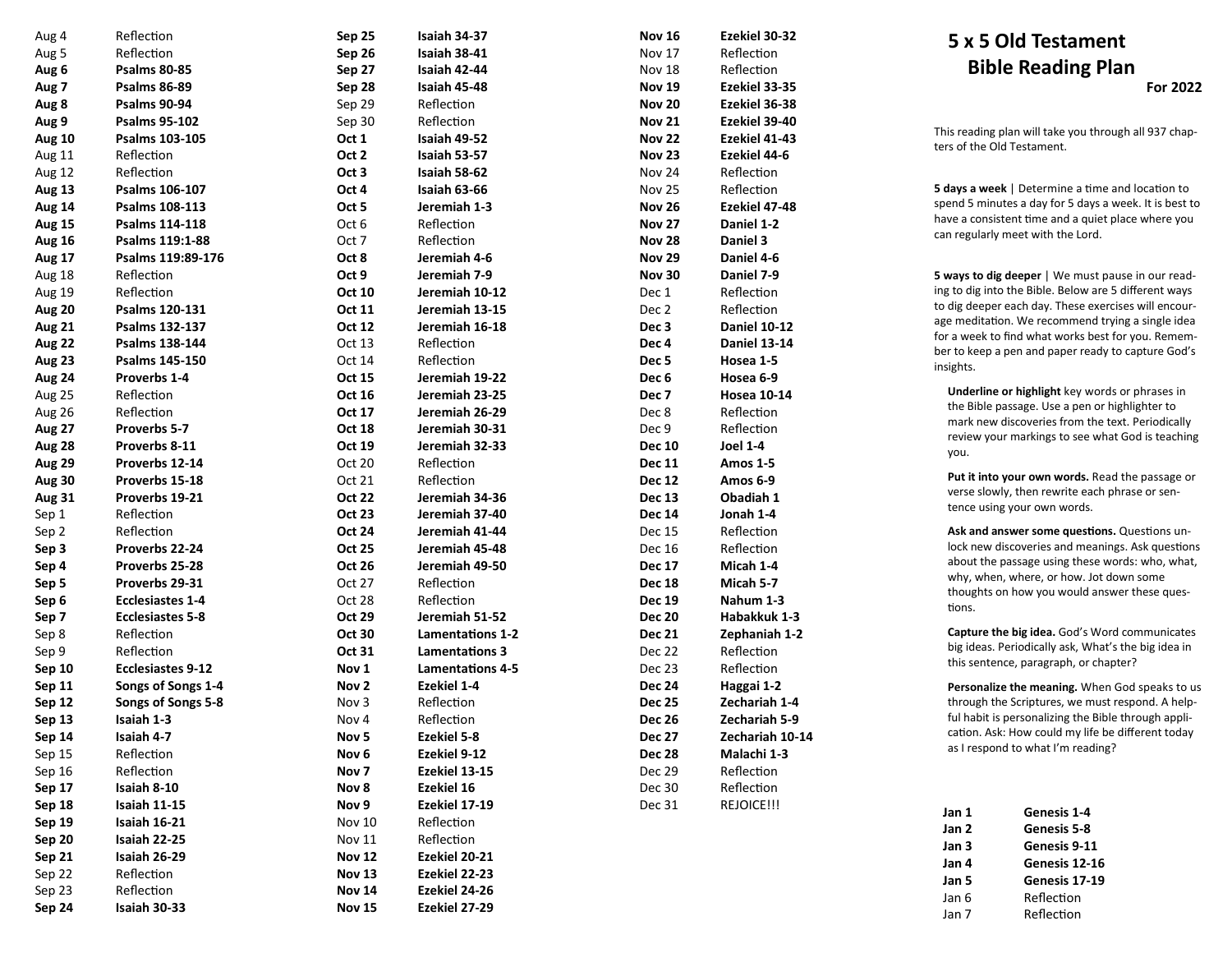| | |
|---|---|
| Aug 4 | Reflection |
| Aug 5 | Reflection |
| **Aug 6** | **Psalms 80-85** |
| **Aug 7** | **Psalms 86-89** |
| **Aug 8** | **Psalms 90-94** |
| **Aug 9** | **Psalms 95-102** |
| **Aug 10** | **Psalms 103-105** |
| Aug 11 | Reflection |
| Aug 12 | Reflection |
| **Aug 13** | **Psalms 106-107** |
| **Aug 14** | **Psalms 108-113** |
| **Aug 15** | **Psalms 114-118** |
| **Aug 16** | **Psalms 119:1-88** |
| **Aug 17** | **Psalms 119:89-176** |
| Aug 18 | Reflection |
| Aug 19 | Reflection |
| **Aug 20** | **Psalms 120-131** |
| **Aug 21** | **Psalms 132-137** |
| **Aug 22** | **Psalms 138-144** |
| **Aug 23** | **Psalms 145-150** |
| **Aug 24** | **Proverbs 1-4** |
| Aug 25 | Reflection |
| Aug 26 | Reflection |
| **Aug 27** | **Proverbs 5-7** |
| **Aug 28** | **Proverbs 8-11** |
| **Aug 29** | **Proverbs 12-14** |
| **Aug 30** | **Proverbs 15-18** |
| **Aug 31** | **Proverbs 19-21** |
| Sep 1 | Reflection |
| Sep 2 | Reflection |
| **Sep 3** | **Proverbs 22-24** |
| **Sep 4** | **Proverbs 25-28** |
| **Sep 5** | **Proverbs 29-31** |
| **Sep 6** | **Ecclesiastes 1-4** |
| **Sep 7** | **Ecclesiastes 5-8** |
| Sep 8 | Reflection |
| Sep 9 | Reflection |
| **Sep 10** | **Ecclesiastes 9-12** |
| **Sep 11** | **Songs of Songs 1-4** |
| **Sep 12** | **Songs of Songs 5-8** |
| **Sep 13** | **Isaiah 1-3** |
| **Sep 14** | **Isaiah 4-7** |
| Sep 15 | Reflection |
| Sep 16 | Reflection |
| **Sep 17** | **Isaiah 8-10** |
| **Sep 18** | **Isaiah 11-15** |
| **Sep 19** | **Isaiah 16-21** |
| **Sep 20** | **Isaiah 22-25** |
| **Sep 21** | **Isaiah 26-29** |
| Sep 22 | Reflection |
| Sep 23 | Reflection |
| **Sep 24** | **Isaiah 30-33** |
| **Sep 25** | **Isaiah 34-37** |
| **Sep 26** | **Isaiah 38-41** |
| **Sep 27** | **Isaiah 42-44** |
| **Sep 28** | **Isaiah 45-48** |
| Sep 29 | Reflection |
| Sep 30 | Reflection |
| **Oct 1** | **Isaiah 49-52** |
| **Oct 2** | **Isaiah 53-57** |
| **Oct 3** | **Isaiah 58-62** |
| **Oct 4** | **Isaiah 63-66** |
| **Oct 5** | **Jeremiah 1-3** |
| Oct 6 | Reflection |
| Oct 7 | Reflection |
| **Oct 8** | **Jeremiah 4-6** |
| **Oct 9** | **Jeremiah 7-9** |
| **Oct 10** | **Jeremiah 10-12** |
| **Oct 11** | **Jeremiah 13-15** |
| **Oct 12** | **Jeremiah 16-18** |
| Oct 13 | Reflection |
| Oct 14 | Reflection |
| **Oct 15** | **Jeremiah 19-22** |
| **Oct 16** | **Jeremiah 23-25** |
| **Oct 17** | **Jeremiah 26-29** |
| **Oct 18** | **Jeremiah 30-31** |
| **Oct 19** | **Jeremiah 32-33** |
| Oct 20 | Reflection |
| Oct 21 | Reflection |
| **Oct 22** | **Jeremiah 34-36** |
| **Oct 23** | **Jeremiah 37-40** |
| **Oct 24** | **Jeremiah 41-44** |
| **Oct 25** | **Jeremiah 45-48** |
| **Oct 26** | **Jeremiah 49-50** |
| Oct 27 | Reflection |
| Oct 28 | Reflection |
| **Oct 29** | **Jeremiah 51-52** |
| **Oct 30** | **Lamentations 1-2** |
| **Oct 31** | **Lamentations 3** |
| **Nov 1** | **Lamentations 4-5** |
| **Nov 2** | **Ezekiel 1-4** |
| Nov 3 | Reflection |
| Nov 4 | Reflection |
| **Nov 5** | **Ezekiel 5-8** |
| **Nov 6** | **Ezekiel 9-12** |
| **Nov 7** | **Ezekiel 13-15** |
| **Nov 8** | **Ezekiel 16** |
| **Nov 9** | **Ezekiel 17-19** |
| Nov 10 | Reflection |
| Nov 11 | Reflection |
| **Nov 12** | **Ezekiel 20-21** |
| **Nov 13** | **Ezekiel 22-23** |
| **Nov 14** | **Ezekiel 24-26** |
| **Nov 15** | **Ezekiel 27-29** |
| **Nov 16** | **Ezekiel 30-32** |
| Nov 17 | Reflection |
| Nov 18 | Reflection |
| **Nov 19** | **Ezekiel 33-35** |
| **Nov 20** | **Ezekiel 36-38** |
| **Nov 21** | **Ezekiel 39-40** |
| **Nov 22** | **Ezekiel 41-43** |
| **Nov 23** | **Ezekiel 44-6** |
| Nov 24 | Reflection |
| Nov 25 | Reflection |
| **Nov 26** | **Ezekiel 47-48** |
| **Nov 27** | **Daniel 1-2** |
| **Nov 28** | **Daniel 3** |
| **Nov 29** | **Daniel 4-6** |
| **Nov 30** | **Daniel 7-9** |
| Dec 1 | Reflection |
| Dec 2 | Reflection |
| **Dec 3** | **Daniel 10-12** |
| **Dec 4** | **Daniel 13-14** |
| **Dec 5** | **Hosea 1-5** |
| **Dec 6** | **Hosea 6-9** |
| **Dec 7** | **Hosea 10-14** |
| Dec 8 | Reflection |
| Dec 9 | Reflection |
| **Dec 10** | **Joel 1-4** |
| **Dec 11** | **Amos 1-5** |
| **Dec 12** | **Amos 6-9** |
| **Dec 13** | **Obadiah 1** |
| **Dec 14** | **Jonah 1-4** |
| Dec 15 | Reflection |
| Dec 16 | Reflection |
| **Dec 17** | **Micah 1-4** |
| **Dec 18** | **Micah 5-7** |
| **Dec 19** | **Nahum 1-3** |
| **Dec 20** | **Habakkuk 1-3** |
| **Dec 21** | **Zephaniah 1-2** |
| Dec 22 | Reflection |
| Dec 23 | Reflection |
| **Dec 24** | **Haggai 1-2** |
| **Dec 25** | **Zechariah 1-4** |
| **Dec 26** | **Zechariah 5-9** |
| **Dec 27** | **Zechariah 10-14** |
| **Dec 28** | **Malachi 1-3** |
| Dec 29 | Reflection |
| Dec 30 | Reflection |
| Dec 31 | REJOICE!!! |

# 5 x 5 Old Testament Bible Reading Plan

**For 2022**

This reading plan will take you through all 937 chapters of the Old Testament.

**5 days a week** | Determine a time and location to spend 5 minutes a day for 5 days a week. It is best to have a consistent time and a quiet place where you can regularly meet with the Lord.

**5 ways to dig deeper** | We must pause in our reading to dig into the Bible. Below are 5 different ways to dig deeper each day. These exercises will encourage meditation. We recommend trying a single idea for a week to find what works best for you. Remember to keep a pen and paper ready to capture God's insights.

**Underline or highlight** key words or phrases in the Bible passage. Use a pen or highlighter to mark new discoveries from the text. Periodically review your markings to see what God is teaching you.

**Put it into your own words.** Read the passage or verse slowly, then rewrite each phrase or sentence using your own words.

**Ask and answer some questions.** Questions unlock new discoveries and meanings. Ask questions about the passage using these words: who, what, why, when, where, or how. Jot down some thoughts on how you would answer these questions.

**Capture the big idea.** God's Word communicates big ideas. Periodically ask, What's the big idea in this sentence, paragraph, or chapter?

**Personalize the meaning.** When God speaks to us through the Scriptures, we must respond. A helpful habit is personalizing the Bible through application. Ask: How could my life be different today as I respond to what I'm reading?

| | |
|---|---|
| **Jan 1** | **Genesis 1-4** |
| **Jan 2** | **Genesis 5-8** |
| **Jan 3** | **Genesis 9-11** |
| **Jan 4** | **Genesis 12-16** |
| **Jan 5** | **Genesis 17-19** |
| Jan 6 | Reflection |
| Jan 7 | Reflection |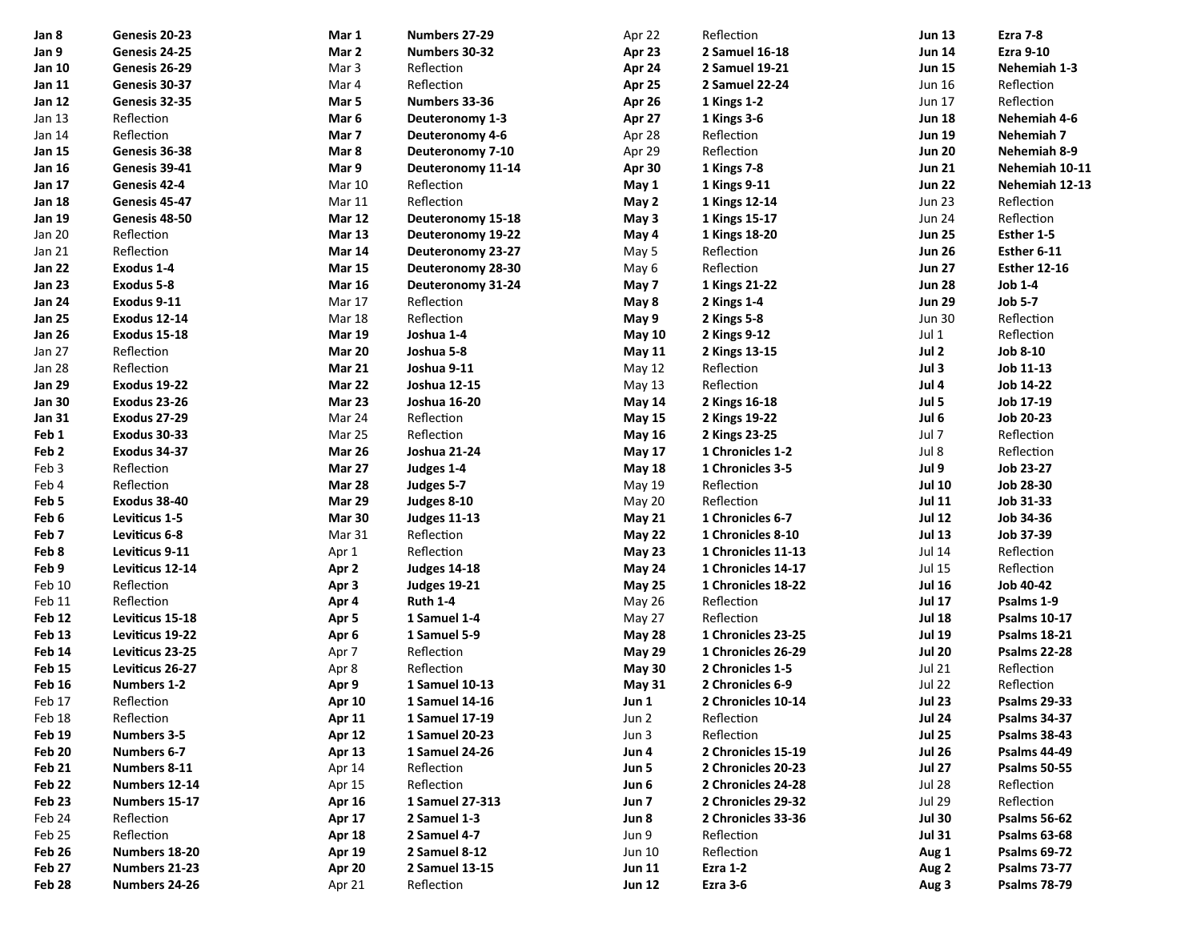| | |
|---|---|
| **Jan 8** | **Genesis 20-23** |
| **Jan 9** | **Genesis 24-25** |
| **Jan 10** | **Genesis 26-29** |
| **Jan 11** | **Genesis 30-37** |
| **Jan 12** | **Genesis 32-35** |
| Jan 13 | Reflection |
| Jan 14 | Reflection |
| **Jan 15** | **Genesis 36-38** |
| **Jan 16** | **Genesis 39-41** |
| **Jan 17** | **Genesis 42-4** |
| **Jan 18** | **Genesis 45-47** |
| **Jan 19** | **Genesis 48-50** |
| Jan 20 | Reflection |
| Jan 21 | Reflection |
| **Jan 22** | **Exodus 1-4** |
| **Jan 23** | **Exodus 5-8** |
| **Jan 24** | **Exodus 9-11** |
| **Jan 25** | **Exodus 12-14** |
| **Jan 26** | **Exodus 15-18** |
| Jan 27 | Reflection |
| Jan 28 | Reflection |
| **Jan 29** | **Exodus 19-22** |
| **Jan 30** | **Exodus 23-26** |
| **Jan 31** | **Exodus 27-29** |
| **Feb 1** | **Exodus 30-33** |
| **Feb 2** | **Exodus 34-37** |
| Feb 3 | Reflection |
| Feb 4 | Reflection |
| **Feb 5** | **Exodus 38-40** |
| **Feb 6** | **Leviticus 1-5** |
| **Feb 7** | **Leviticus 6-8** |
| **Feb 8** | **Leviticus 9-11** |
| **Feb 9** | **Leviticus 12-14** |
| Feb 10 | Reflection |
| Feb 11 | Reflection |
| **Feb 12** | **Leviticus 15-18** |
| **Feb 13** | **Leviticus 19-22** |
| **Feb 14** | **Leviticus 23-25** |
| **Feb 15** | **Leviticus 26-27** |
| **Feb 16** | **Numbers 1-2** |
| Feb 17 | Reflection |
| Feb 18 | Reflection |
| **Feb 19** | **Numbers 3-5** |
| **Feb 20** | **Numbers 6-7** |
| **Feb 21** | **Numbers 8-11** |
| **Feb 22** | **Numbers 12-14** |
| **Feb 23** | **Numbers 15-17** |
| Feb 24 | Reflection |
| Feb 25 | Reflection |
| **Feb 26** | **Numbers 18-20** |
| **Feb 27** | **Numbers 21-23** |
| **Feb 28** | **Numbers 24-26** |
| **Mar 1** | **Numbers 27-29** |
| **Mar 2** | **Numbers 30-32** |
| Mar 3 | Reflection |
| Mar 4 | Reflection |
| **Mar 5** | **Numbers 33-36** |
| **Mar 6** | **Deuteronomy 1-3** |
| **Mar 7** | **Deuteronomy 4-6** |
| **Mar 8** | **Deuteronomy 7-10** |
| **Mar 9** | **Deuteronomy 11-14** |
| Mar 10 | Reflection |
| Mar 11 | Reflection |
| **Mar 12** | **Deuteronomy 15-18** |
| **Mar 13** | **Deuteronomy 19-22** |
| **Mar 14** | **Deuteronomy 23-27** |
| **Mar 15** | **Deuteronomy 28-30** |
| **Mar 16** | **Deuteronomy 31-24** |
| Mar 17 | Reflection |
| Mar 18 | Reflection |
| **Mar 19** | **Joshua 1-4** |
| **Mar 20** | **Joshua 5-8** |
| **Mar 21** | **Joshua 9-11** |
| **Mar 22** | **Joshua 12-15** |
| **Mar 23** | **Joshua 16-20** |
| Mar 24 | Reflection |
| Mar 25 | Reflection |
| **Mar 26** | **Joshua 21-24** |
| **Mar 27** | **Judges 1-4** |
| **Mar 28** | **Judges 5-7** |
| **Mar 29** | **Judges 8-10** |
| **Mar 30** | **Judges 11-13** |
| Mar 31 | Reflection |
| Apr 1 | Reflection |
| **Apr 2** | **Judges 14-18** |
| **Apr 3** | **Judges 19-21** |
| **Apr 4** | **Ruth 1-4** |
| **Apr 5** | **1 Samuel 1-4** |
| **Apr 6** | **1 Samuel 5-9** |
| Apr 7 | Reflection |
| Apr 8 | Reflection |
| **Apr 9** | **1 Samuel 10-13** |
| **Apr 10** | **1 Samuel 14-16** |
| **Apr 11** | **1 Samuel 17-19** |
| **Apr 12** | **1 Samuel 20-23** |
| **Apr 13** | **1 Samuel 24-26** |
| Apr 14 | Reflection |
| Apr 15 | Reflection |
| **Apr 16** | **1 Samuel 27-313** |
| **Apr 17** | **2 Samuel 1-3** |
| **Apr 18** | **2 Samuel 4-7** |
| **Apr 19** | **2 Samuel 8-12** |
| **Apr 20** | **2 Samuel 13-15** |
| Apr 21 | Reflection |
| Apr 22 | Reflection |
| **Apr 23** | **2 Samuel 16-18** |
| **Apr 24** | **2 Samuel 19-21** |
| **Apr 25** | **2 Samuel 22-24** |
| **Apr 26** | **1 Kings 1-2** |
| **Apr 27** | **1 Kings 3-6** |
| Apr 28 | Reflection |
| Apr 29 | Reflection |
| **Apr 30** | **1 Kings 7-8** |
| **May 1** | **1 Kings 9-11** |
| **May 2** | **1 Kings 12-14** |
| **May 3** | **1 Kings 15-17** |
| **May 4** | **1 Kings 18-20** |
| May 5 | Reflection |
| May 6 | Reflection |
| **May 7** | **1 Kings 21-22** |
| **May 8** | **2 Kings 1-4** |
| **May 9** | **2 Kings 5-8** |
| **May 10** | **2 Kings 9-12** |
| **May 11** | **2 Kings 13-15** |
| May 12 | Reflection |
| May 13 | Reflection |
| **May 14** | **2 Kings 16-18** |
| **May 15** | **2 Kings 19-22** |
| **May 16** | **2 Kings 23-25** |
| **May 17** | **1 Chronicles 1-2** |
| **May 18** | **1 Chronicles 3-5** |
| May 19 | Reflection |
| May 20 | Reflection |
| **May 21** | **1 Chronicles 6-7** |
| **May 22** | **1 Chronicles 8-10** |
| **May 23** | **1 Chronicles 11-13** |
| **May 24** | **1 Chronicles 14-17** |
| **May 25** | **1 Chronicles 18-22** |
| May 26 | Reflection |
| May 27 | Reflection |
| **May 28** | **1 Chronicles 23-25** |
| **May 29** | **1 Chronicles 26-29** |
| **May 30** | **2 Chronicles 1-5** |
| **May 31** | **2 Chronicles 6-9** |
| **Jun 1** | **2 Chronicles 10-14** |
| Jun 2 | Reflection |
| Jun 3 | Reflection |
| **Jun 4** | **2 Chronicles 15-19** |
| **Jun 5** | **2 Chronicles 20-23** |
| **Jun 6** | **2 Chronicles 24-28** |
| **Jun 7** | **2 Chronicles 29-32** |
| **Jun 8** | **2 Chronicles 33-36** |
| Jun 9 | Reflection |
| Jun 10 | Reflection |
| **Jun 11** | **Ezra 1-2** |
| **Jun 12** | **Ezra 3-6** |
| **Jun 13** | **Ezra 7-8** |
| **Jun 14** | **Ezra 9-10** |
| **Jun 15** | **Nehemiah 1-3** |
| Jun 16 | Reflection |
| Jun 17 | Reflection |
| **Jun 18** | **Nehemiah 4-6** |
| **Jun 19** | **Nehemiah 7** |
| **Jun 20** | **Nehemiah 8-9** |
| **Jun 21** | **Nehemiah 10-11** |
| **Jun 22** | **Nehemiah 12-13** |
| Jun 23 | Reflection |
| Jun 24 | Reflection |
| **Jun 25** | **Esther 1-5** |
| **Jun 26** | **Esther 6-11** |
| **Jun 27** | **Esther 12-16** |
| **Jun 28** | **Job 1-4** |
| **Jun 29** | **Job 5-7** |
| Jun 30 | Reflection |
| Jul 1 | Reflection |
| **Jul 2** | **Job 8-10** |
| **Jul 3** | **Job 11-13** |
| **Jul 4** | **Job 14-22** |
| **Jul 5** | **Job 17-19** |
| **Jul 6** | **Job 20-23** |
| Jul 7 | Reflection |
| Jul 8 | Reflection |
| **Jul 9** | **Job 23-27** |
| **Jul 10** | **Job 28-30** |
| **Jul 11** | **Job 31-33** |
| **Jul 12** | **Job 34-36** |
| **Jul 13** | **Job 37-39** |
| Jul 14 | Reflection |
| Jul 15 | Reflection |
| **Jul 16** | **Job 40-42** |
| **Jul 17** | **Psalms 1-9** |
| **Jul 18** | **Psalms 10-17** |
| **Jul 19** | **Psalms 18-21** |
| **Jul 20** | **Psalms 22-28** |
| Jul 21 | Reflection |
| Jul 22 | Reflection |
| **Jul 23** | **Psalms 29-33** |
| **Jul 24** | **Psalms 34-37** |
| **Jul 25** | **Psalms 38-43** |
| **Jul 26** | **Psalms 44-49** |
| **Jul 27** | **Psalms 50-55** |
| Jul 28 | Reflection |
| Jul 29 | Reflection |
| **Jul 30** | **Psalms 56-62** |
| **Jul 31** | **Psalms 63-68** |
| **Aug 1** | **Psalms 69-72** |
| **Aug 2** | **Psalms 73-77** |
| **Aug 3** | **Psalms 78-79** |